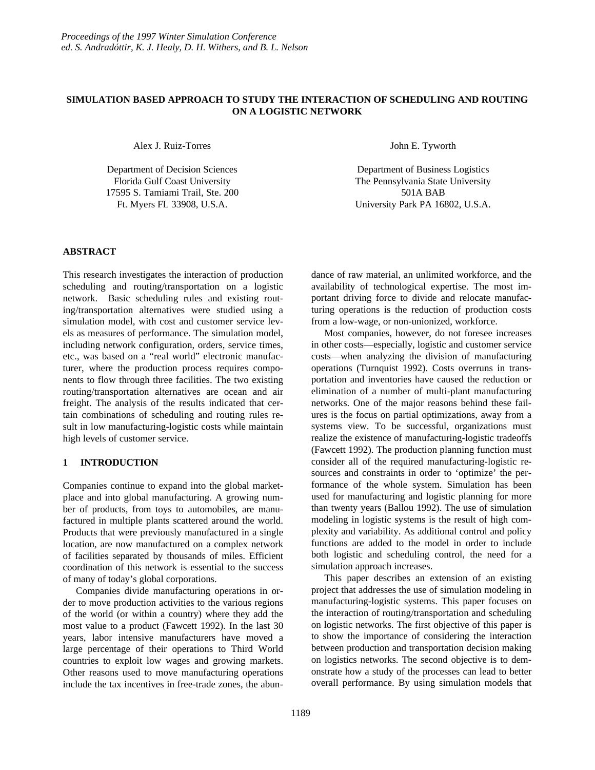*Proceedings of the 1997 Winter Simulation Conference*
*ed. S. Andradóttir, K. J. Healy, D. H. Withers, and B. L. Nelson*

# SIMULATION BASED APPROACH TO STUDY THE INTERACTION OF SCHEDULING AND ROUTING ON A LOGISTIC NETWORK

Alex J. Ruiz-Torres

Department of Decision Sciences
Florida Gulf Coast University
17595 S. Tamiami Trail, Ste. 200
Ft. Myers FL 33908, U.S.A.

John E. Tyworth

Department of Business Logistics
The Pennsylvania State University
501A BAB
University Park PA 16802, U.S.A.

## ABSTRACT

This research investigates the interaction of production scheduling and routing/transportation on a logistic network. Basic scheduling rules and existing routing/transportation alternatives were studied using a simulation model, with cost and customer service levels as measures of performance. The simulation model, including network configuration, orders, service times, etc., was based on a "real world" electronic manufacturer, where the production process requires components to flow through three facilities. The two existing routing/transportation alternatives are ocean and air freight. The analysis of the results indicated that certain combinations of scheduling and routing rules result in low manufacturing-logistic costs while maintain high levels of customer service.

## 1 INTRODUCTION

Companies continue to expand into the global marketplace and into global manufacturing. A growing number of products, from toys to automobiles, are manufactured in multiple plants scattered around the world. Products that were previously manufactured in a single location, are now manufactured on a complex network of facilities separated by thousands of miles. Efficient coordination of this network is essential to the success of many of today's global corporations.

Companies divide manufacturing operations in order to move production activities to the various regions of the world (or within a country) where they add the most value to a product (Fawcett 1992). In the last 30 years, labor intensive manufacturers have moved a large percentage of their operations to Third World countries to exploit low wages and growing markets. Other reasons used to move manufacturing operations include the tax incentives in free-trade zones, the abundance of raw material, an unlimited workforce, and the availability of technological expertise. The most important driving force to divide and relocate manufacturing operations is the reduction of production costs from a low-wage, or non-unionized, workforce.

Most companies, however, do not foresee increases in other costs—especially, logistic and customer service costs—when analyzing the division of manufacturing operations (Turnquist 1992). Costs overruns in transportation and inventories have caused the reduction or elimination of a number of multi-plant manufacturing networks. One of the major reasons behind these failures is the focus on partial optimizations, away from a systems view. To be successful, organizations must realize the existence of manufacturing-logistic tradeoffs (Fawcett 1992). The production planning function must consider all of the required manufacturing-logistic resources and constraints in order to 'optimize' the performance of the whole system. Simulation has been used for manufacturing and logistic planning for more than twenty years (Ballou 1992). The use of simulation modeling in logistic systems is the result of high complexity and variability. As additional control and policy functions are added to the model in order to include both logistic and scheduling control, the need for a simulation approach increases.

This paper describes an extension of an existing project that addresses the use of simulation modeling in manufacturing-logistic systems. This paper focuses on the interaction of routing/transportation and scheduling on logistic networks. The first objective of this paper is to show the importance of considering the interaction between production and transportation decision making on logistics networks. The second objective is to demonstrate how a study of the processes can lead to better overall performance. By using simulation models that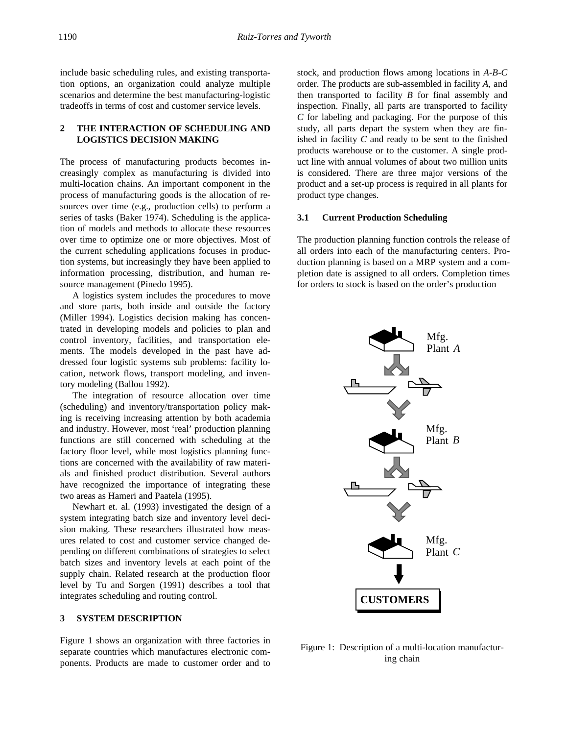include basic scheduling rules, and existing transportation options, an organization could analyze multiple scenarios and determine the best manufacturing-logistic tradeoffs in terms of cost and customer service levels.

## 2 THE INTERACTION OF SCHEDULING AND LOGISTICS DECISION MAKING

The process of manufacturing products becomes increasingly complex as manufacturing is divided into multi-location chains. An important component in the process of manufacturing goods is the allocation of resources over time (e.g., production cells) to perform a series of tasks (Baker 1974). Scheduling is the application of models and methods to allocate these resources over time to optimize one or more objectives. Most of the current scheduling applications focuses in production systems, but increasingly they have been applied to information processing, distribution, and human resource management (Pinedo 1995).

A logistics system includes the procedures to move and store parts, both inside and outside the factory (Miller 1994). Logistics decision making has concentrated in developing models and policies to plan and control inventory, facilities, and transportation elements. The models developed in the past have addressed four logistic systems sub problems: facility location, network flows, transport modeling, and inventory modeling (Ballou 1992).

The integration of resource allocation over time (scheduling) and inventory/transportation policy making is receiving increasing attention by both academia and industry. However, most 'real' production planning functions are still concerned with scheduling at the factory floor level, while most logistics planning functions are concerned with the availability of raw materials and finished product distribution. Several authors have recognized the importance of integrating these two areas as Hameri and Paatela (1995).

Newhart et. al. (1993) investigated the design of a system integrating batch size and inventory level decision making. These researchers illustrated how measures related to cost and customer service changed depending on different combinations of strategies to select batch sizes and inventory levels at each point of the supply chain. Related research at the production floor level by Tu and Sorgen (1991) describes a tool that integrates scheduling and routing control.

## 3 SYSTEM DESCRIPTION

Figure 1 shows an organization with three factories in separate countries which manufactures electronic components. Products are made to customer order and to stock, and production flows among locations in *A-B-C* order. The products are sub-assembled in facility *A*, and then transported to facility *B* for final assembly and inspection. Finally, all parts are transported to facility *C* for labeling and packaging. For the purpose of this study, all parts depart the system when they are finished in facility *C* and ready to be sent to the finished products warehouse or to the customer. A single product line with annual volumes of about two million units is considered. There are three major versions of the product and a set-up process is required in all plants for product type changes.

### 3.1 Current Production Scheduling

The production planning function controls the release of all orders into each of the manufacturing centers. Production planning is based on a MRP system and a completion date is assigned to all orders. Completion times for orders to stock is based on the order's production

Mfg. Plant *A*

Mfg. Plant *B*

Mfg. Plant *C*

CUSTOMERS

Figure 1: Description of a multi-location manufacturing chain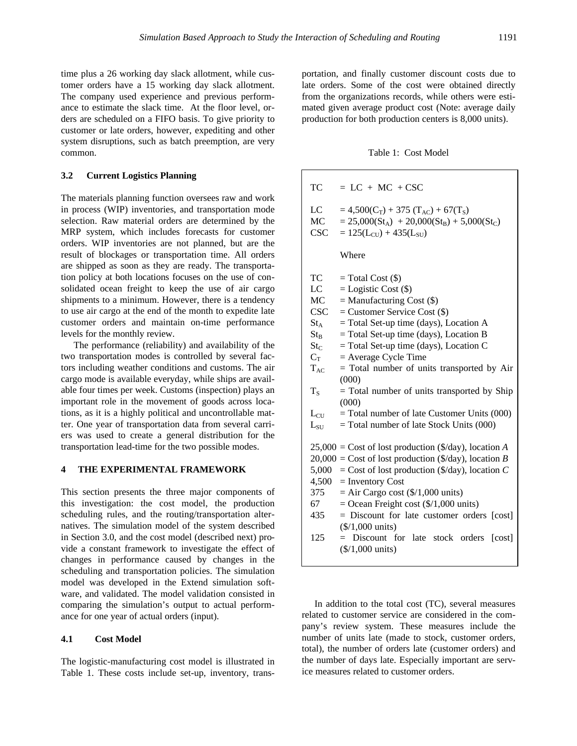time plus a 26 working day slack allotment, while customer orders have a 15 working day slack allotment. The company used experience and previous performance to estimate the slack time. At the floor level, orders are scheduled on a FIFO basis. To give priority to customer or late orders, however, expediting and other system disruptions, such as batch preemption, are very common.

### 3.2 Current Logistics Planning

The materials planning function oversees raw and work in process (WIP) inventories, and transportation mode selection. Raw material orders are determined by the MRP system, which includes forecasts for customer orders. WIP inventories are not planned, but are the result of blockages or transportation time. All orders are shipped as soon as they are ready. The transportation policy at both locations focuses on the use of consolidated ocean freight to keep the use of air cargo shipments to a minimum. However, there is a tendency to use air cargo at the end of the month to expedite late customer orders and maintain on-time performance levels for the monthly review.

The performance (reliability) and availability of the two transportation modes is controlled by several factors including weather conditions and customs. The air cargo mode is available everyday, while ships are available four times per week. Customs (inspection) plays an important role in the movement of goods across locations, as it is a highly political and uncontrollable matter. One year of transportation data from several carriers was used to create a general distribution for the transportation lead-time for the two possible modes.

## 4 THE EXPERIMENTAL FRAMEWORK

This section presents the three major components of this investigation: the cost model, the production scheduling rules, and the routing/transportation alternatives. The simulation model of the system described in Section 3.0, and the cost model (described next) provide a constant framework to investigate the effect of changes in performance caused by changes in the scheduling and transportation policies. The simulation model was developed in the Extend simulation software, and validated. The model validation consisted in comparing the simulation's output to actual performance for one year of actual orders (input).

### 4.1 Cost Model

The logistic-manufacturing cost model is illustrated in Table 1. These costs include set-up, inventory, transportation, and finally customer discount costs due to late orders. Some of the cost were obtained directly from the organizations records, while others were estimated given average product cost (Note: average daily production for both production centers is 8,000 units).

Table 1: Cost Model

$$TC = LC + MC + CSC$$

$$LC = 4{,}500(C_T) + 375\,(T_{AC}) + 67(T_S)$$

$$MC = 25{,}000(St_A) + 20{,}000(St_B) + 5{,}000(St_C)$$

$$CSC = 125(L_{CU}) + 435(L_{SU})$$

Where

| | |
|---|---|
| $TC$ | = Total Cost ($) |
| $LC$ | = Logistic Cost ($) |
| $MC$ | = Manufacturing Cost ($) |
| $CSC$ | = Customer Service Cost ($) |
| $St_A$ | = Total Set-up time (days), Location A |
| $St_B$ | = Total Set-up time (days), Location B |
| $St_C$ | = Total Set-up time (days), Location C |
| $C_T$ | = Average Cycle Time |
| $T_{AC}$ | = Total number of units transported by Air (000) |
| $T_S$ | = Total number of units transported by Ship (000) |
| $L_{CU}$ | = Total number of late Customer Units (000) |
| $L_{SU}$ | = Total number of late Stock Units (000) |
| 25,000 | = Cost of lost production ($/day), location *A* |
| 20,000 | = Cost of lost production ($/day), location *B* |
| 5,000 | = Cost of lost production ($/day), location *C* |
| 4,500 | = Inventory Cost |
| 375 | = Air Cargo cost ($/1,000 units) |
| 67 | = Ocean Freight cost ($/1,000 units) |
| 435 | = Discount for late customer orders [cost] ($/1,000 units) |
| 125 | = Discount for late stock orders [cost] ($/1,000 units) |

In addition to the total cost (TC), several measures related to customer service are considered in the company's review system. These measures include the number of units late (made to stock, customer orders, total), the number of orders late (customer orders) and the number of days late. Especially important are service measures related to customer orders.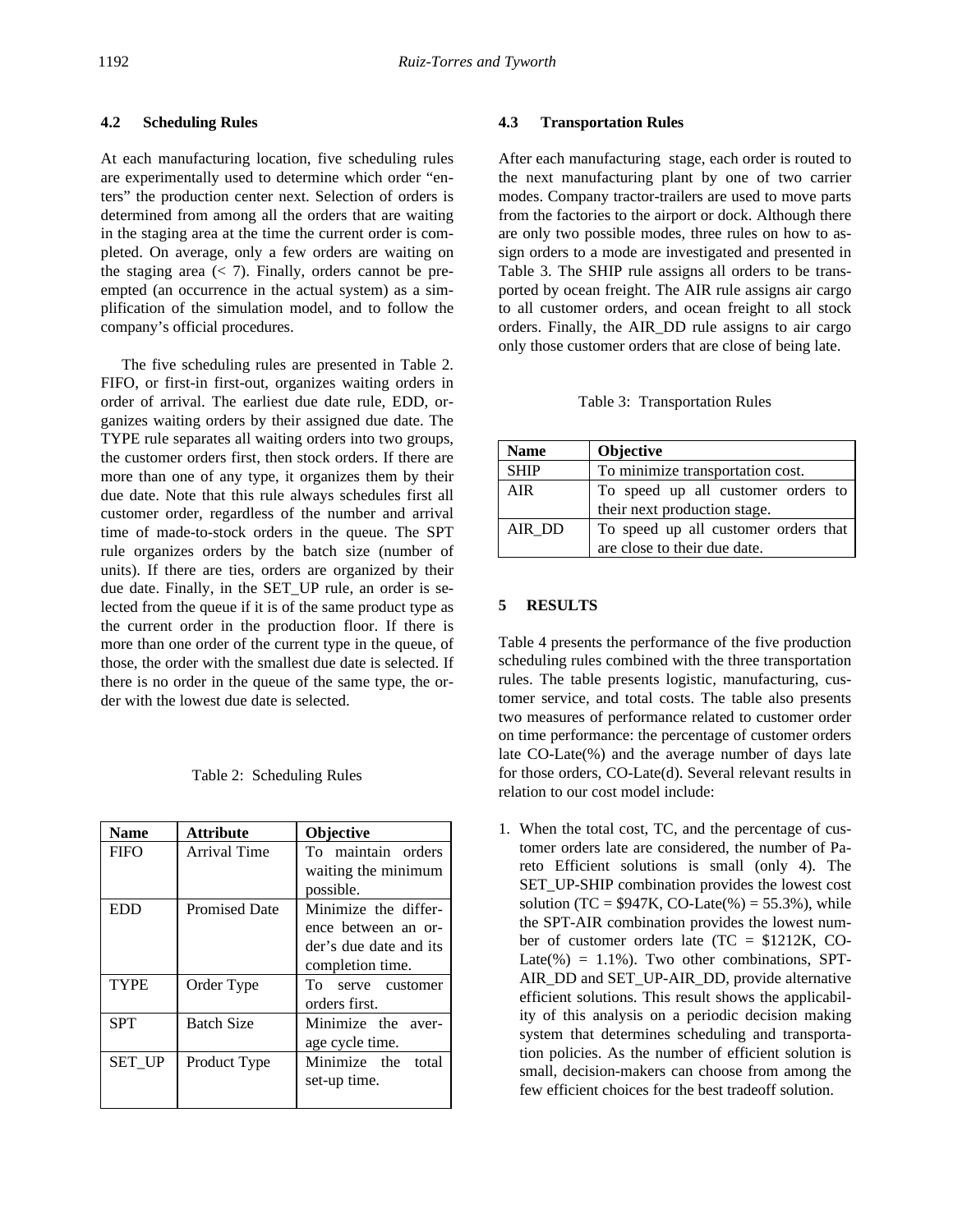### 4.2 Scheduling Rules

At each manufacturing location, five scheduling rules are experimentally used to determine which order "enters" the production center next. Selection of orders is determined from among all the orders that are waiting in the staging area at the time the current order is completed. On average, only a few orders are waiting on the staging area (< 7). Finally, orders cannot be preempted (an occurrence in the actual system) as a simplification of the simulation model, and to follow the company's official procedures.

The five scheduling rules are presented in Table 2. FIFO, or first-in first-out, organizes waiting orders in order of arrival. The earliest due date rule, EDD, organizes waiting orders by their assigned due date. The TYPE rule separates all waiting orders into two groups, the customer orders first, then stock orders. If there are more than one of any type, it organizes them by their due date. Note that this rule always schedules first all customer order, regardless of the number and arrival time of made-to-stock orders in the queue. The SPT rule organizes orders by the batch size (number of units). If there are ties, orders are organized by their due date. Finally, in the SET_UP rule, an order is selected from the queue if it is of the same product type as the current order in the production floor. If there is more than one order of the current type in the queue, of those, the order with the smallest due date is selected. If there is no order in the queue of the same type, the order with the lowest due date is selected.

Table 2: Scheduling Rules

| Name | Attribute | Objective |
| --- | --- | --- |
| FIFO | Arrival Time | To maintain orders waiting the minimum possible. |
| EDD | Promised Date | Minimize the difference between an order's due date and its completion time. |
| TYPE | Order Type | To serve customer orders first. |
| SPT | Batch Size | Minimize the average cycle time. |
| SET_UP | Product Type | Minimize the total set-up time. |

### 4.3 Transportation Rules

After each manufacturing stage, each order is routed to the next manufacturing plant by one of two carrier modes. Company tractor-trailers are used to move parts from the factories to the airport or dock. Although there are only two possible modes, three rules on how to assign orders to a mode are investigated and presented in Table 3. The SHIP rule assigns all orders to be transported by ocean freight. The AIR rule assigns air cargo to all customer orders, and ocean freight to all stock orders. Finally, the AIR_DD rule assigns to air cargo only those customer orders that are close of being late.

Table 3: Transportation Rules

| Name | Objective |
| --- | --- |
| SHIP | To minimize transportation cost. |
| AIR | To speed up all customer orders to their next production stage. |
| AIR_DD | To speed up all customer orders that are close to their due date. |

## 5 RESULTS

Table 4 presents the performance of the five production scheduling rules combined with the three transportation rules. The table presents logistic, manufacturing, customer service, and total costs. The table also presents two measures of performance related to customer order on time performance: the percentage of customer orders late CO-Late(%) and the average number of days late for those orders, CO-Late(d). Several relevant results in relation to our cost model include:

1. When the total cost, TC, and the percentage of customer orders late are considered, the number of Pareto Efficient solutions is small (only 4). The SET_UP-SHIP combination provides the lowest cost solution (TC = $947K, CO-Late(%) = 55.3%), while the SPT-AIR combination provides the lowest number of customer orders late (TC = $1212K, CO-Late(%) = 1.1%). Two other combinations, SPT-AIR_DD and SET_UP-AIR_DD, provide alternative efficient solutions. This result shows the applicability of this analysis on a periodic decision making system that determines scheduling and transportation policies. As the number of efficient solution is small, decision-makers can choose from among the few efficient choices for the best tradeoff solution.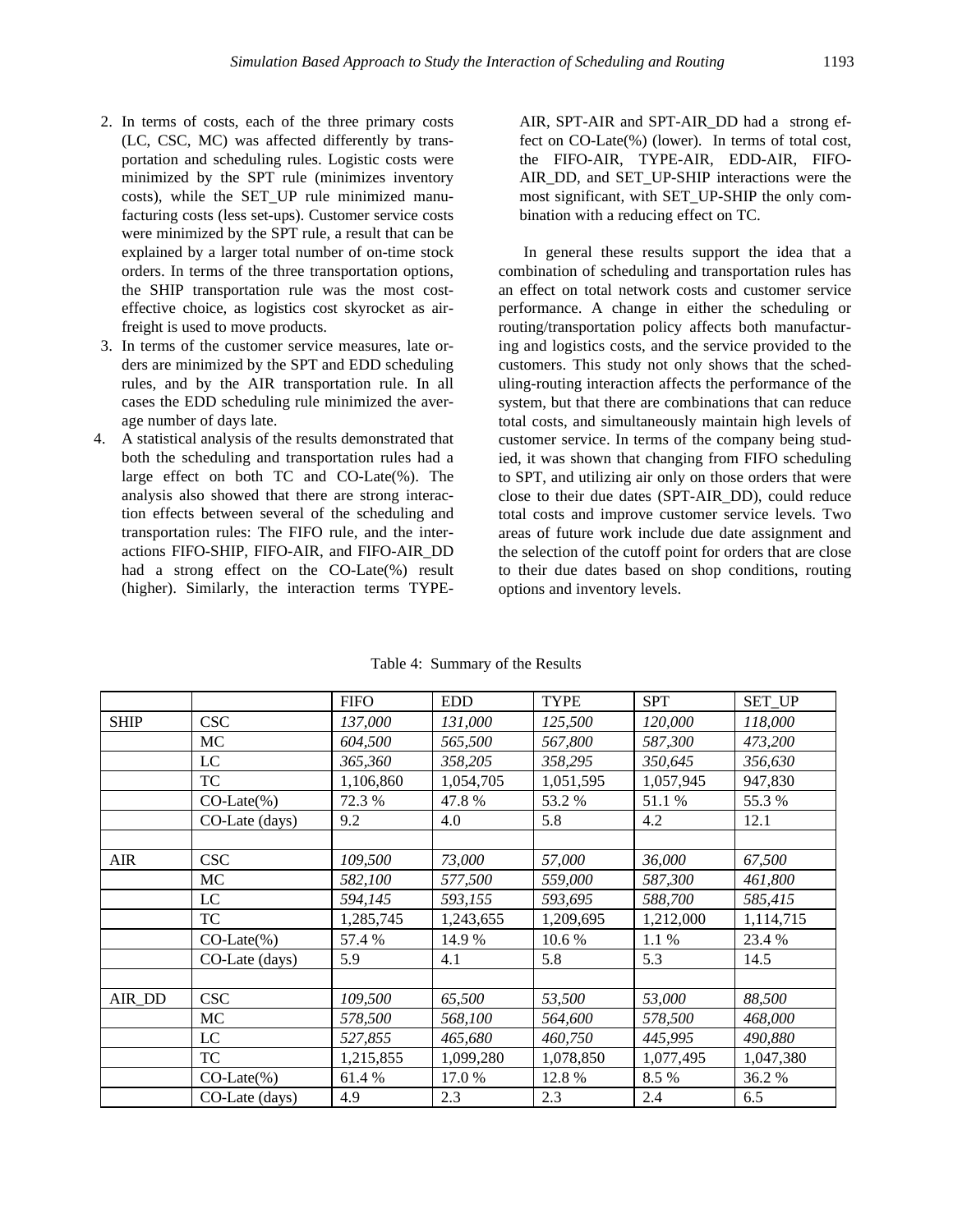2. In terms of costs, each of the three primary costs (LC, CSC, MC) was affected differently by transportation and scheduling rules. Logistic costs were minimized by the SPT rule (minimizes inventory costs), while the SET_UP rule minimized manufacturing costs (less set-ups). Customer service costs were minimized by the SPT rule, a result that can be explained by a larger total number of on-time stock orders. In terms of the three transportation options, the SHIP transportation rule was the most cost-effective choice, as logistics cost skyrocket as air-freight is used to move products.
3. In terms of the customer service measures, late orders are minimized by the SPT and EDD scheduling rules, and by the AIR transportation rule. In all cases the EDD scheduling rule minimized the average number of days late.
4. A statistical analysis of the results demonstrated that both the scheduling and transportation rules had a large effect on both TC and CO-Late(%). The analysis also showed that there are strong interaction effects between several of the scheduling and transportation rules: The FIFO rule, and the interactions FIFO-SHIP, FIFO-AIR, and FIFO-AIR_DD had a strong effect on the CO-Late(%) result (higher). Similarly, the interaction terms TYPE-AIR, SPT-AIR and SPT-AIR_DD had a strong effect on CO-Late(%) (lower). In terms of total cost, the FIFO-AIR, TYPE-AIR, EDD-AIR, FIFO-AIR_DD, and SET_UP-SHIP interactions were the most significant, with SET_UP-SHIP the only combination with a reducing effect on TC.

In general these results support the idea that a combination of scheduling and transportation rules has an effect on total network costs and customer service performance. A change in either the scheduling or routing/transportation policy affects both manufacturing and logistics costs, and the service provided to the customers. This study not only shows that the scheduling-routing interaction affects the performance of the system, but that there are combinations that can reduce total costs, and simultaneously maintain high levels of customer service. In terms of the company being studied, it was shown that changing from FIFO scheduling to SPT, and utilizing air only on those orders that were close to their due dates (SPT-AIR_DD), could reduce total costs and improve customer service levels. Two areas of future work include due date assignment and the selection of the cutoff point for orders that are close to their due dates based on shop conditions, routing options and inventory levels.

Table 4: Summary of the Results

| | | FIFO | EDD | TYPE | SPT | SET_UP |
|---|---|---|---|---|---|---|
| SHIP | CSC | *137,000* | *131,000* | *125,500* | *120,000* | *118,000* |
| | MC | *604,500* | *565,500* | *567,800* | *587,300* | *473,200* |
| | LC | *365,360* | *358,205* | *358,295* | *350,645* | *356,630* |
| | TC | 1,106,860 | 1,054,705 | 1,051,595 | 1,057,945 | 947,830 |
| | CO-Late(%) | 72.3 % | 47.8 % | 53.2 % | 51.1 % | 55.3 % |
| | CO-Late (days) | 9.2 | 4.0 | 5.8 | 4.2 | 12.1 |
| | | | | | | |
| AIR | CSC | *109,500* | *73,000* | *57,000* | *36,000* | *67,500* |
| | MC | *582,100* | *577,500* | *559,000* | *587,300* | *461,800* |
| | LC | *594,145* | *593,155* | *593,695* | *588,700* | *585,415* |
| | TC | 1,285,745 | 1,243,655 | 1,209,695 | 1,212,000 | 1,114,715 |
| | CO-Late(%) | 57.4 % | 14.9 % | 10.6 % | 1.1 % | 23.4 % |
| | CO-Late (days) | 5.9 | 4.1 | 5.8 | 5.3 | 14.5 |
| | | | | | | |
| AIR_DD | CSC | *109,500* | *65,500* | *53,500* | *53,000* | *88,500* |
| | MC | *578,500* | *568,100* | *564,600* | *578,500* | *468,000* |
| | LC | *527,855* | *465,680* | *460,750* | *445,995* | *490,880* |
| | TC | 1,215,855 | 1,099,280 | 1,078,850 | 1,077,495 | 1,047,380 |
| | CO-Late(%) | 61.4 % | 17.0 % | 12.8 % | 8.5 % | 36.2 % |
| | CO-Late (days) | 4.9 | 2.3 | 2.3 | 2.4 | 6.5 |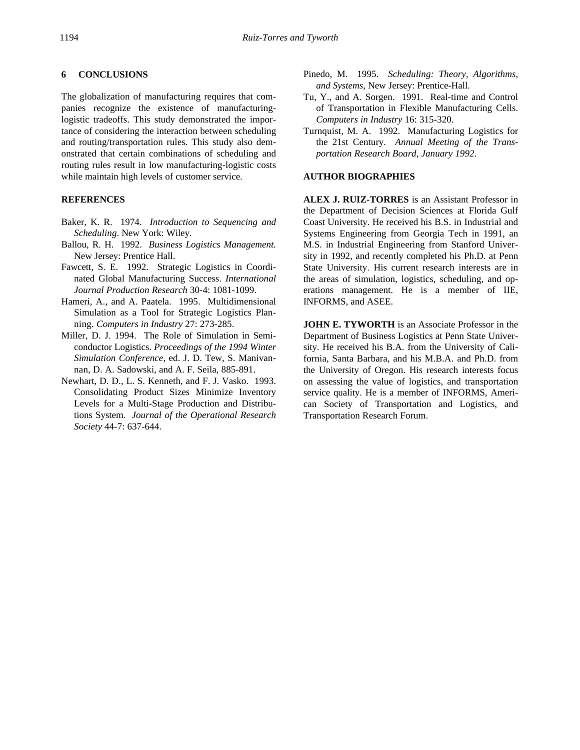## 6 CONCLUSIONS

The globalization of manufacturing requires that companies recognize the existence of manufacturing-logistic tradeoffs. This study demonstrated the importance of considering the interaction between scheduling and routing/transportation rules. This study also demonstrated that certain combinations of scheduling and routing rules result in low manufacturing-logistic costs while maintain high levels of customer service.

## REFERENCES

Baker, K. R. 1974. *Introduction to Sequencing and Scheduling*. New York: Wiley.

Ballou, R. H. 1992. *Business Logistics Management.* New Jersey: Prentice Hall.

Fawcett, S. E. 1992. Strategic Logistics in Coordinated Global Manufacturing Success. *International Journal Production Research* 30-4: 1081-1099.

Hameri, A., and A. Paatela. 1995. Multidimensional Simulation as a Tool for Strategic Logistics Planning. *Computers in Industry* 27: 273-285.

Miller, D. J. 1994. The Role of Simulation in Semiconductor Logistics. *Proceedings of the 1994 Winter Simulation Conference,* ed. J. D. Tew, S. Manivannan, D. A. Sadowski, and A. F. Seila, 885-891.

Newhart, D. D., L. S. Kenneth, and F. J. Vasko. 1993. Consolidating Product Sizes Minimize Inventory Levels for a Multi-Stage Production and Distributions System. *Journal of the Operational Research Society* 44-7: 637-644.

Pinedo, M. 1995. *Scheduling: Theory, Algorithms, and Systems*, New Jersey: Prentice-Hall.

Tu, Y., and A. Sorgen. 1991. Real-time and Control of Transportation in Flexible Manufacturing Cells. *Computers in Industry* 16: 315-320.

Turnquist, M. A. 1992. Manufacturing Logistics for the 21st Century. *Annual Meeting of the Transportation Research Board, January 1992*.

## AUTHOR BIOGRAPHIES

**ALEX J. RUIZ-TORRES** is an Assistant Professor in the Department of Decision Sciences at Florida Gulf Coast University. He received his B.S. in Industrial and Systems Engineering from Georgia Tech in 1991, an M.S. in Industrial Engineering from Stanford University in 1992, and recently completed his Ph.D. at Penn State University. His current research interests are in the areas of simulation, logistics, scheduling, and operations management. He is a member of IIE, INFORMS, and ASEE.

**JOHN E. TYWORTH** is an Associate Professor in the Department of Business Logistics at Penn State University. He received his B.A. from the University of California, Santa Barbara, and his M.B.A. and Ph.D. from the University of Oregon. His research interests focus on assessing the value of logistics, and transportation service quality. He is a member of INFORMS, American Society of Transportation and Logistics, and Transportation Research Forum.